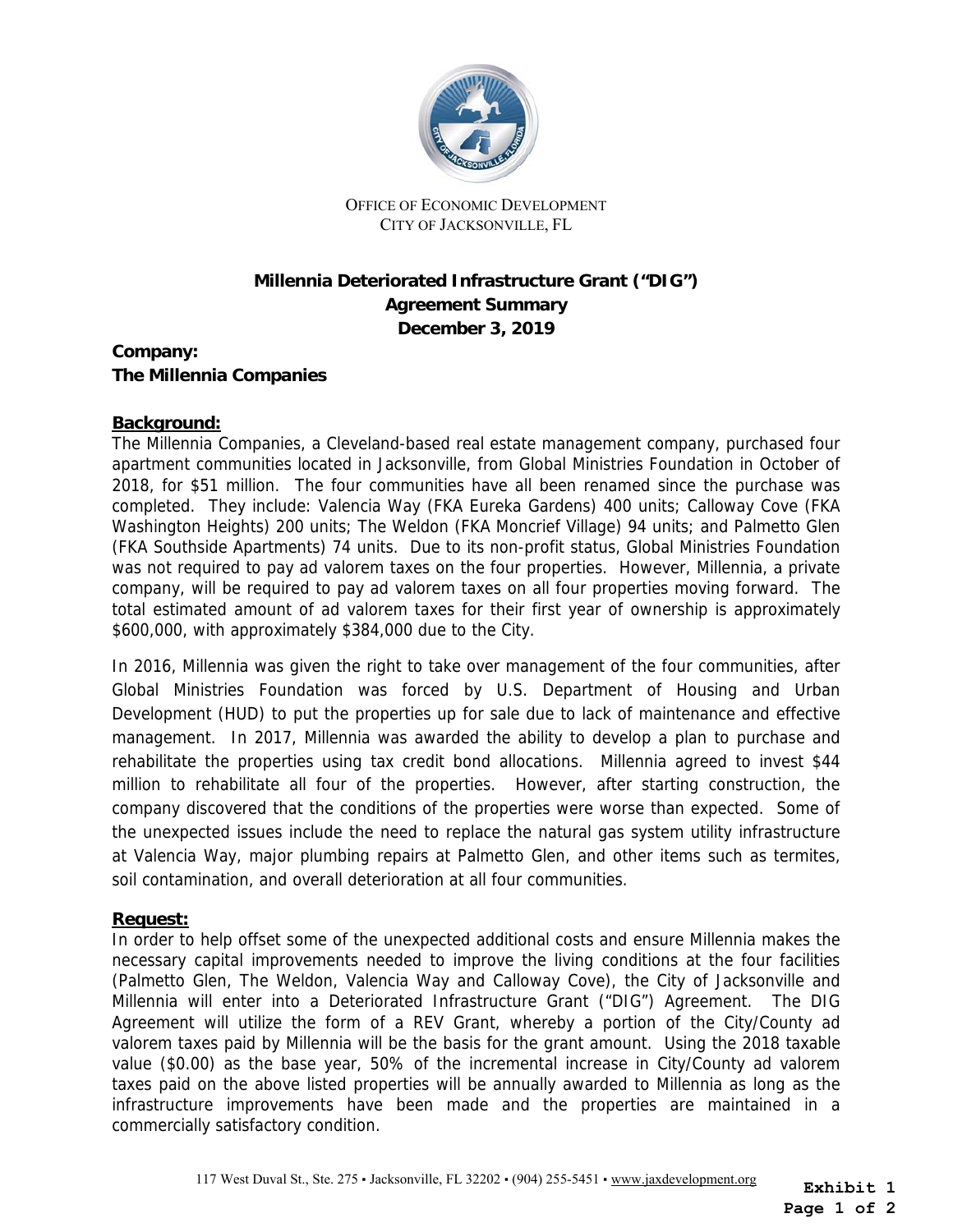OFFICE OF ECONOMIC DEVELOPMENT
CITY OF JACKSONVILLE, FL

# Millennia Deteriorated Infrastructure Grant ("DIG") Agreement Summary December 3, 2019

**Company:**
**The Millennia Companies**

## Background:

The Millennia Companies, a Cleveland-based real estate management company, purchased four apartment communities located in Jacksonville, from Global Ministries Foundation in October of 2018, for $51 million. The four communities have all been renamed since the purchase was completed. They include: Valencia Way (FKA Eureka Gardens) 400 units; Calloway Cove (FKA Washington Heights) 200 units; The Weldon (FKA Moncrief Village) 94 units; and Palmetto Glen (FKA Southside Apartments) 74 units. Due to its non-profit status, Global Ministries Foundation was not required to pay ad valorem taxes on the four properties. However, Millennia, a private company, will be required to pay ad valorem taxes on all four properties moving forward. The total estimated amount of ad valorem taxes for their first year of ownership is approximately $600,000, with approximately $384,000 due to the City.

In 2016, Millennia was given the right to take over management of the four communities, after Global Ministries Foundation was forced by U.S. Department of Housing and Urban Development (HUD) to put the properties up for sale due to lack of maintenance and effective management. In 2017, Millennia was awarded the ability to develop a plan to purchase and rehabilitate the properties using tax credit bond allocations. Millennia agreed to invest $44 million to rehabilitate all four of the properties. However, after starting construction, the company discovered that the conditions of the properties were worse than expected. Some of the unexpected issues include the need to replace the natural gas system utility infrastructure at Valencia Way, major plumbing repairs at Palmetto Glen, and other items such as termites, soil contamination, and overall deterioration at all four communities.

## Request:

In order to help offset some of the unexpected additional costs and ensure Millennia makes the necessary capital improvements needed to improve the living conditions at the four facilities (Palmetto Glen, The Weldon, Valencia Way and Calloway Cove), the City of Jacksonville and Millennia will enter into a Deteriorated Infrastructure Grant ("DIG") Agreement. The DIG Agreement will utilize the form of a REV Grant, whereby a portion of the City/County ad valorem taxes paid by Millennia will be the basis for the grant amount. Using the 2018 taxable value ($0.00) as the base year, 50% of the incremental increase in City/County ad valorem taxes paid on the above listed properties will be annually awarded to Millennia as long as the infrastructure improvements have been made and the properties are maintained in a commercially satisfactory condition.

117 West Duval St., Ste. 275 ▪ Jacksonville, FL 32202 ▪ (904) 255-5451 ▪ www.jaxdevelopment.org

**Exhibit 1**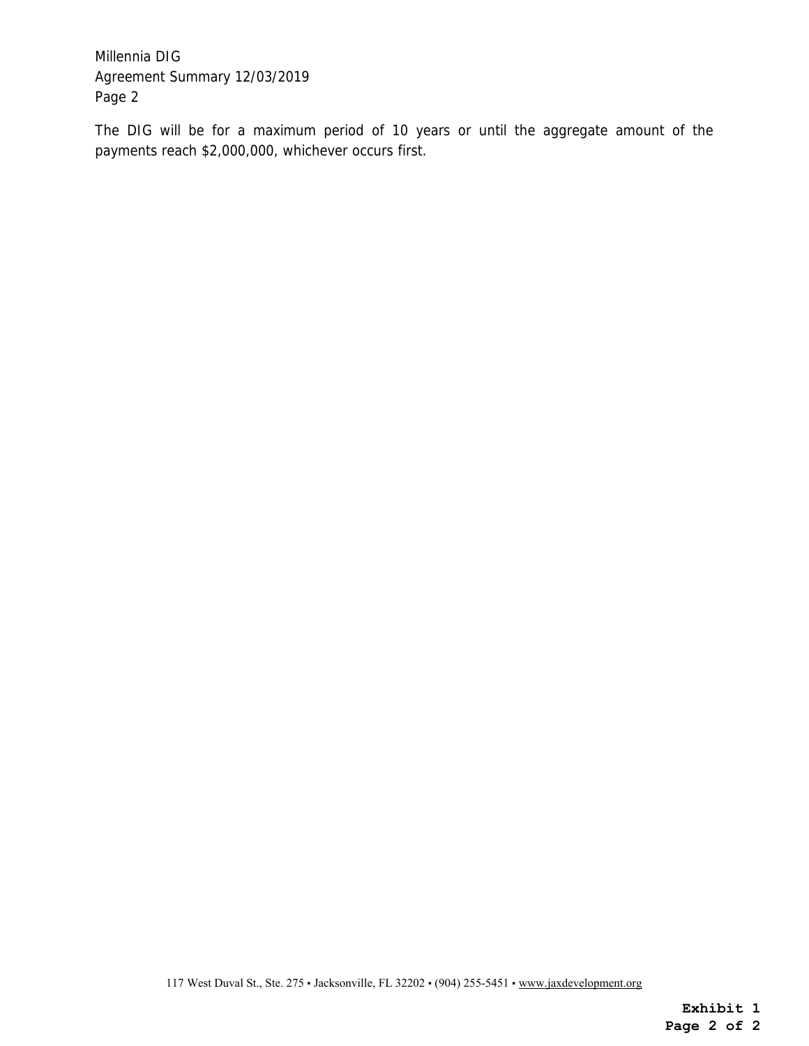The DIG will be for a maximum period of 10 years or until the aggregate amount of the payments reach $2,000,000, whichever occurs first.